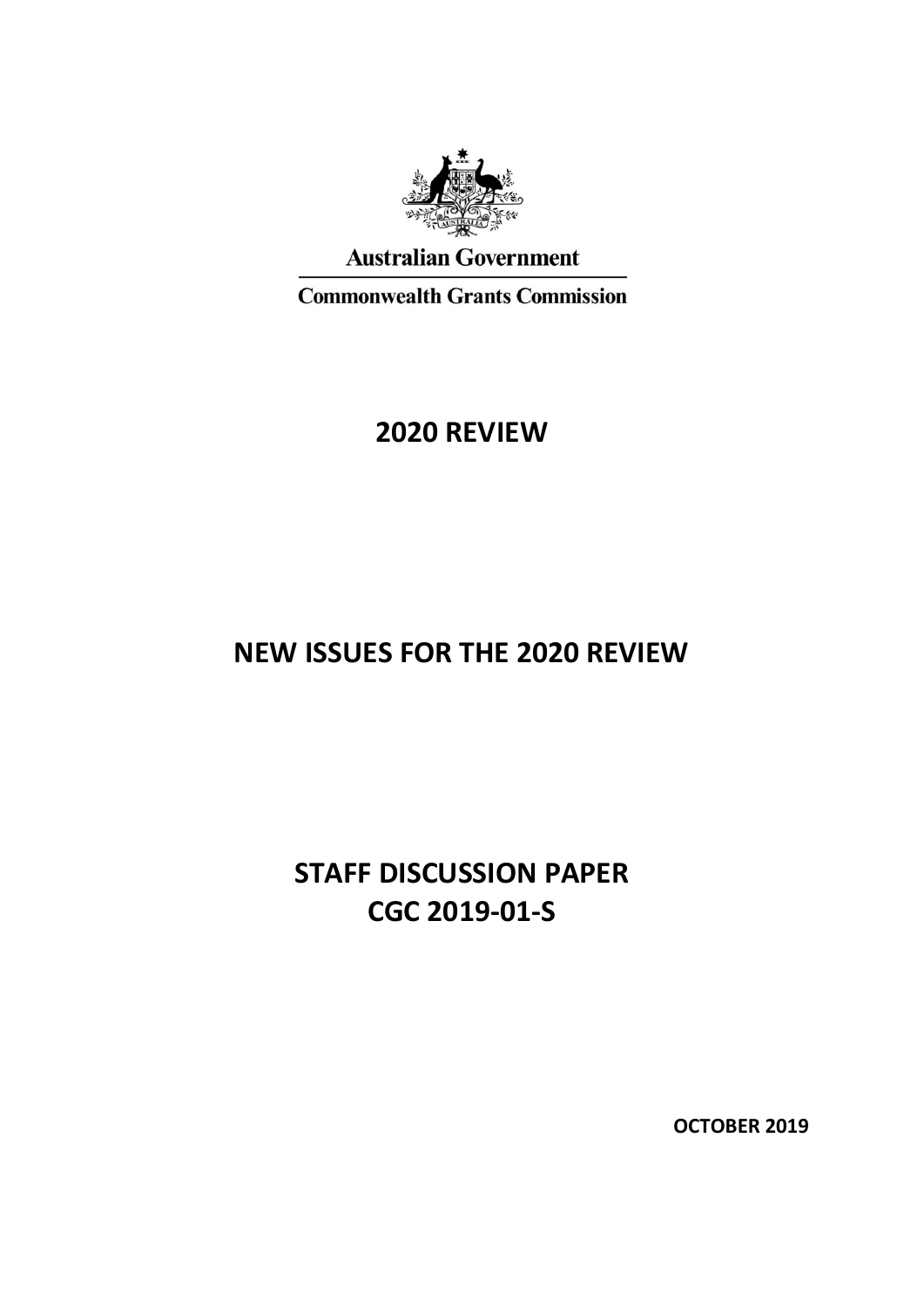Australian Government

Commonwealth Grants Commission

# 2020 REVIEW

# NEW ISSUES FOR THE 2020 REVIEW

# STAFF DISCUSSION PAPER
# CGC 2019-01-S

**OCTOBER 2019**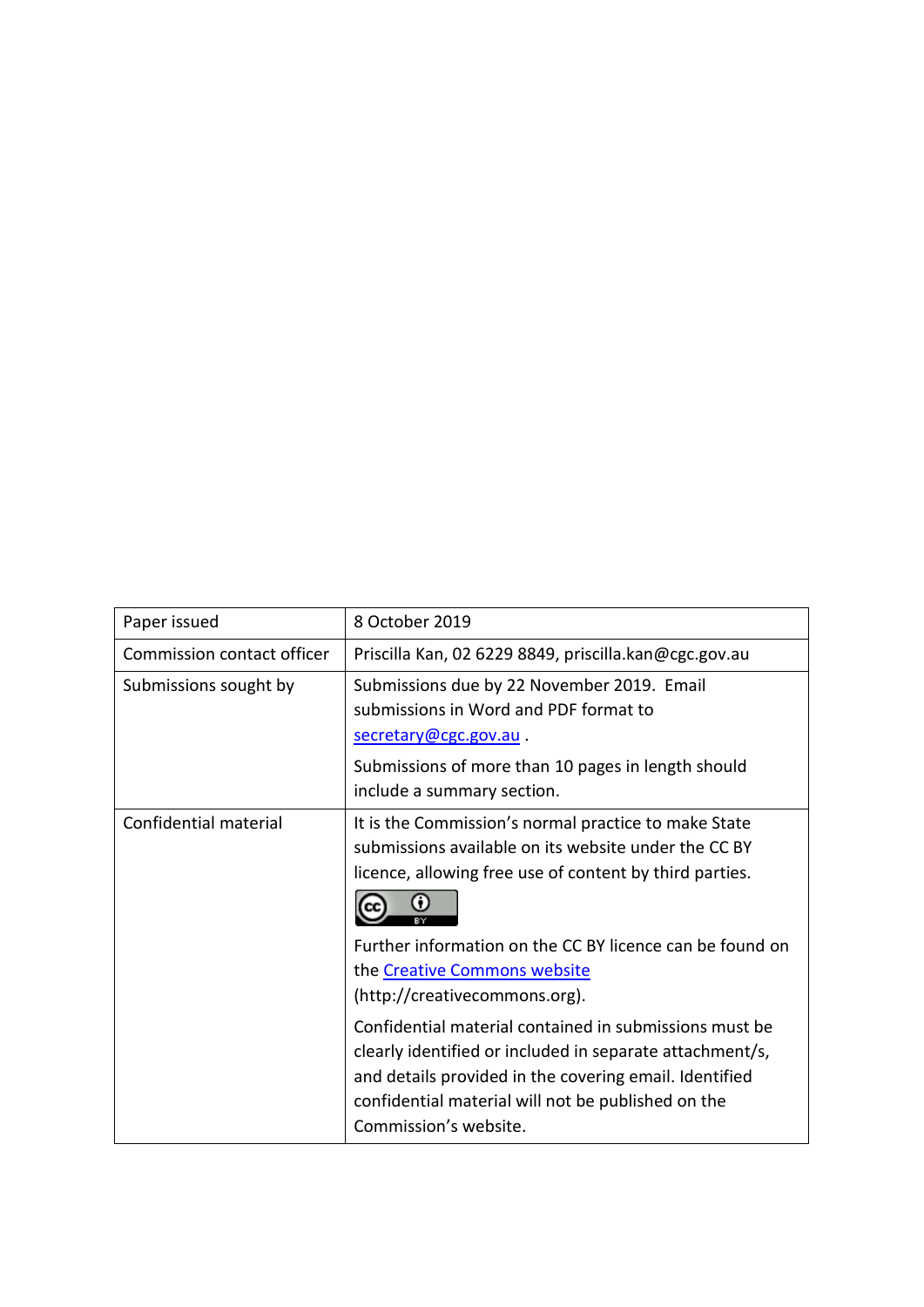| Paper issued | 8 October 2019 |
|---|---|
| Commission contact officer | Priscilla Kan, 02 6229 8849, priscilla.kan@cgc.gov.au |
| Submissions sought by | Submissions due by 22 November 2019. Email submissions in Word and PDF format to secretary@cgc.gov.au .<br><br>Submissions of more than 10 pages in length should include a summary section. |
| Confidential material | It is the Commission's normal practice to make State submissions available on its website under the CC BY licence, allowing free use of content by third parties.<br><br>Further information on the CC BY licence can be found on the Creative Commons website (http://creativecommons.org).<br><br>Confidential material contained in submissions must be clearly identified or included in separate attachment/s, and details provided in the covering email. Identified confidential material will not be published on the Commission's website. |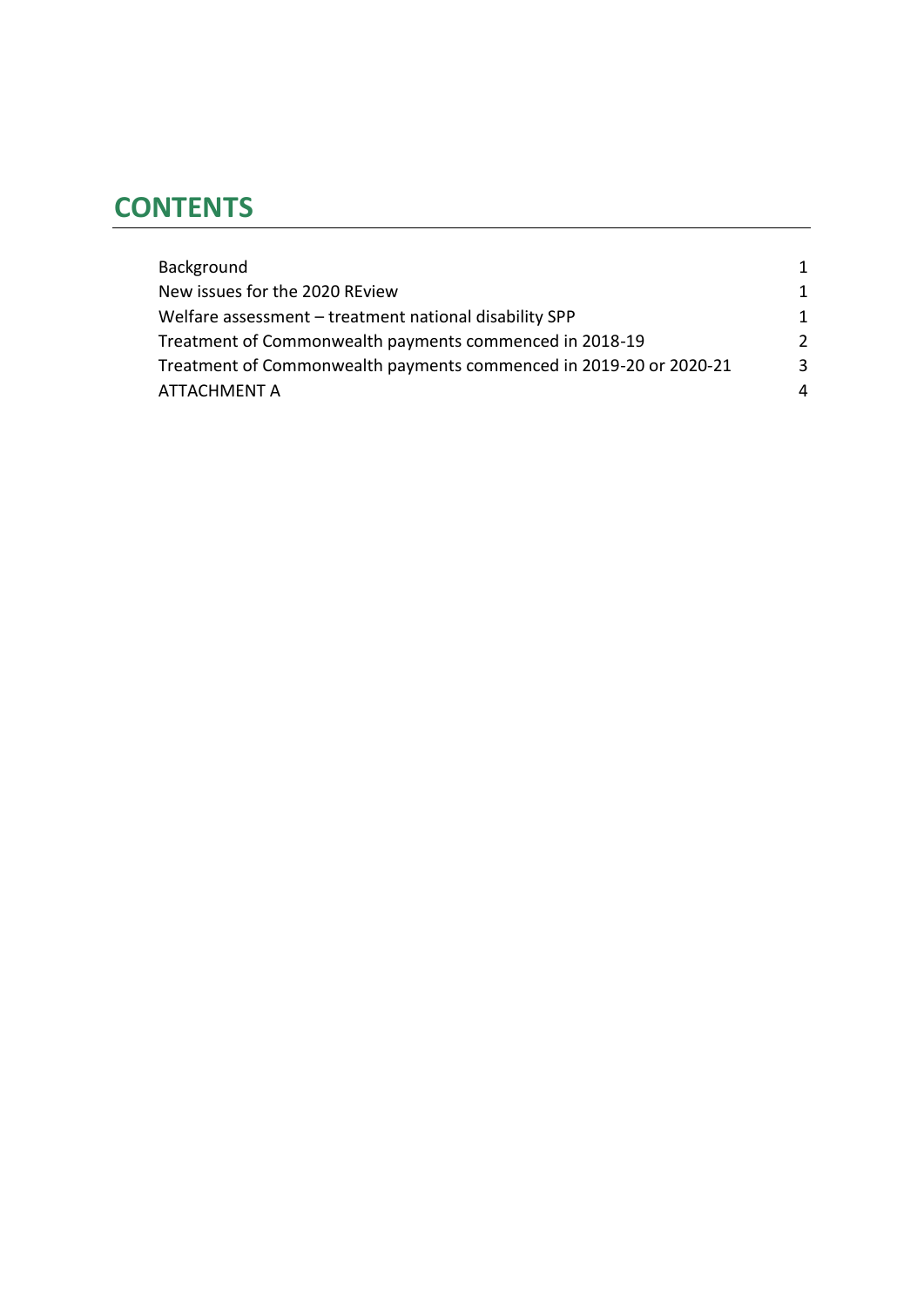# CONTENTS

| | |
|---|---|
| Background | 1 |
| New issues for the 2020 REview | 1 |
| Welfare assessment – treatment national disability SPP | 1 |
| Treatment of Commonwealth payments commenced in 2018-19 | 2 |
| Treatment of Commonwealth payments commenced in 2019-20 or 2020-21 | 3 |
| ATTACHMENT A | 4 |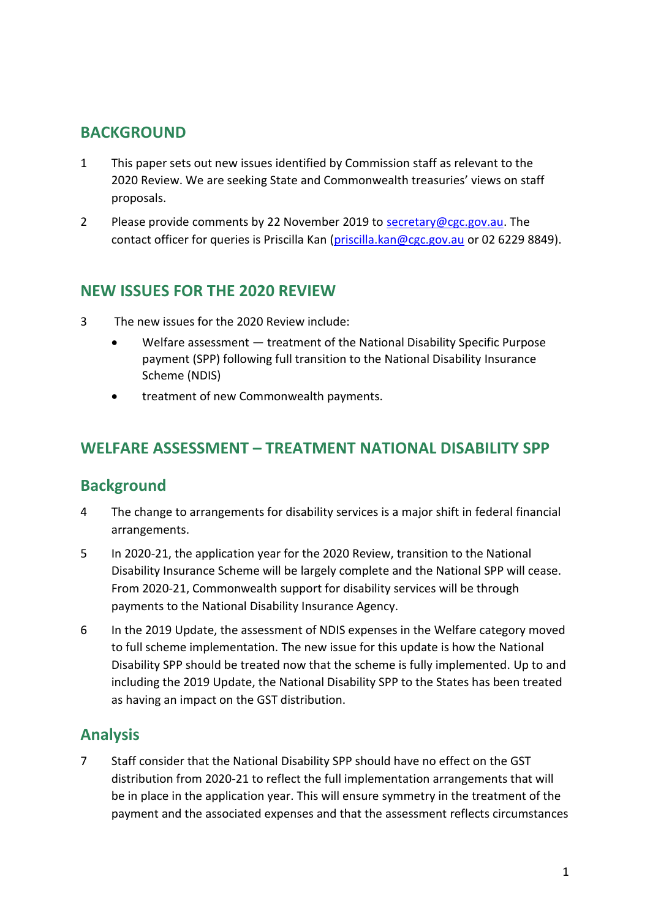## BACKGROUND

1 This paper sets out new issues identified by Commission staff as relevant to the 2020 Review. We are seeking State and Commonwealth treasuries' views on staff proposals.

2 Please provide comments by 22 November 2019 to secretary@cgc.gov.au. The contact officer for queries is Priscilla Kan (priscilla.kan@cgc.gov.au or 02 6229 8849).

## NEW ISSUES FOR THE 2020 REVIEW

3 The new issues for the 2020 Review include:

- Welfare assessment — treatment of the National Disability Specific Purpose payment (SPP) following full transition to the National Disability Insurance Scheme (NDIS)
- treatment of new Commonwealth payments.

## WELFARE ASSESSMENT – TREATMENT NATIONAL DISABILITY SPP

### Background

4 The change to arrangements for disability services is a major shift in federal financial arrangements.

5 In 2020-21, the application year for the 2020 Review, transition to the National Disability Insurance Scheme will be largely complete and the National SPP will cease. From 2020-21, Commonwealth support for disability services will be through payments to the National Disability Insurance Agency.

6 In the 2019 Update, the assessment of NDIS expenses in the Welfare category moved to full scheme implementation. The new issue for this update is how the National Disability SPP should be treated now that the scheme is fully implemented. Up to and including the 2019 Update, the National Disability SPP to the States has been treated as having an impact on the GST distribution.

### Analysis

7 Staff consider that the National Disability SPP should have no effect on the GST distribution from 2020-21 to reflect the full implementation arrangements that will be in place in the application year. This will ensure symmetry in the treatment of the payment and the associated expenses and that the assessment reflects circumstances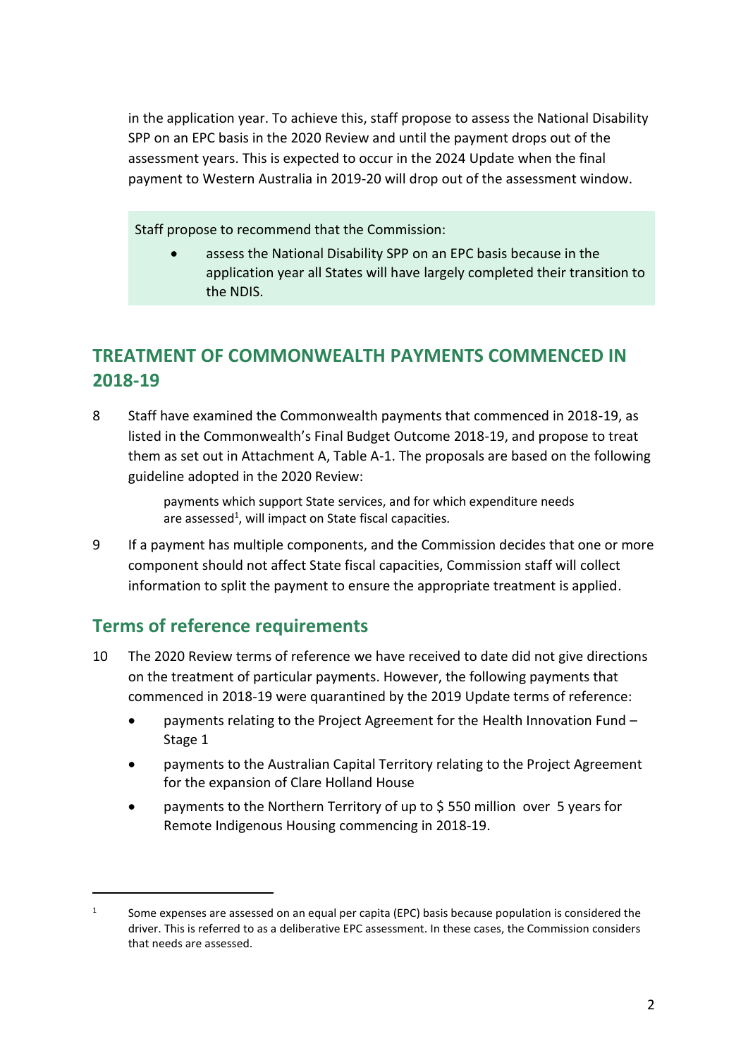in the application year. To achieve this, staff propose to assess the National Disability SPP on an EPC basis in the 2020 Review and until the payment drops out of the assessment years. This is expected to occur in the 2024 Update when the final payment to Western Australia in 2019-20 will drop out of the assessment window.

> Staff propose to recommend that the Commission:
>
> - assess the National Disability SPP on an EPC basis because in the application year all States will have largely completed their transition to the NDIS.

## TREATMENT OF COMMONWEALTH PAYMENTS COMMENCED IN 2018-19

8 Staff have examined the Commonwealth payments that commenced in 2018-19, as listed in the Commonwealth's Final Budget Outcome 2018-19, and propose to treat them as set out in Attachment A, Table A-1. The proposals are based on the following guideline adopted in the 2020 Review:

> payments which support State services, and for which expenditure needs are assessed[1], will impact on State fiscal capacities.

9 If a payment has multiple components, and the Commission decides that one or more component should not affect State fiscal capacities, Commission staff will collect information to split the payment to ensure the appropriate treatment is applied.

### Terms of reference requirements

10 The 2020 Review terms of reference we have received to date did not give directions on the treatment of particular payments. However, the following payments that commenced in 2018-19 were quarantined by the 2019 Update terms of reference:

- payments relating to the Project Agreement for the Health Innovation Fund – Stage 1
- payments to the Australian Capital Territory relating to the Project Agreement for the expansion of Clare Holland House
- payments to the Northern Territory of up to $ 550 million over 5 years for Remote Indigenous Housing commencing in 2018-19.

---

[1] Some expenses are assessed on an equal per capita (EPC) basis because population is considered the driver. This is referred to as a deliberative EPC assessment. In these cases, the Commission considers that needs are assessed.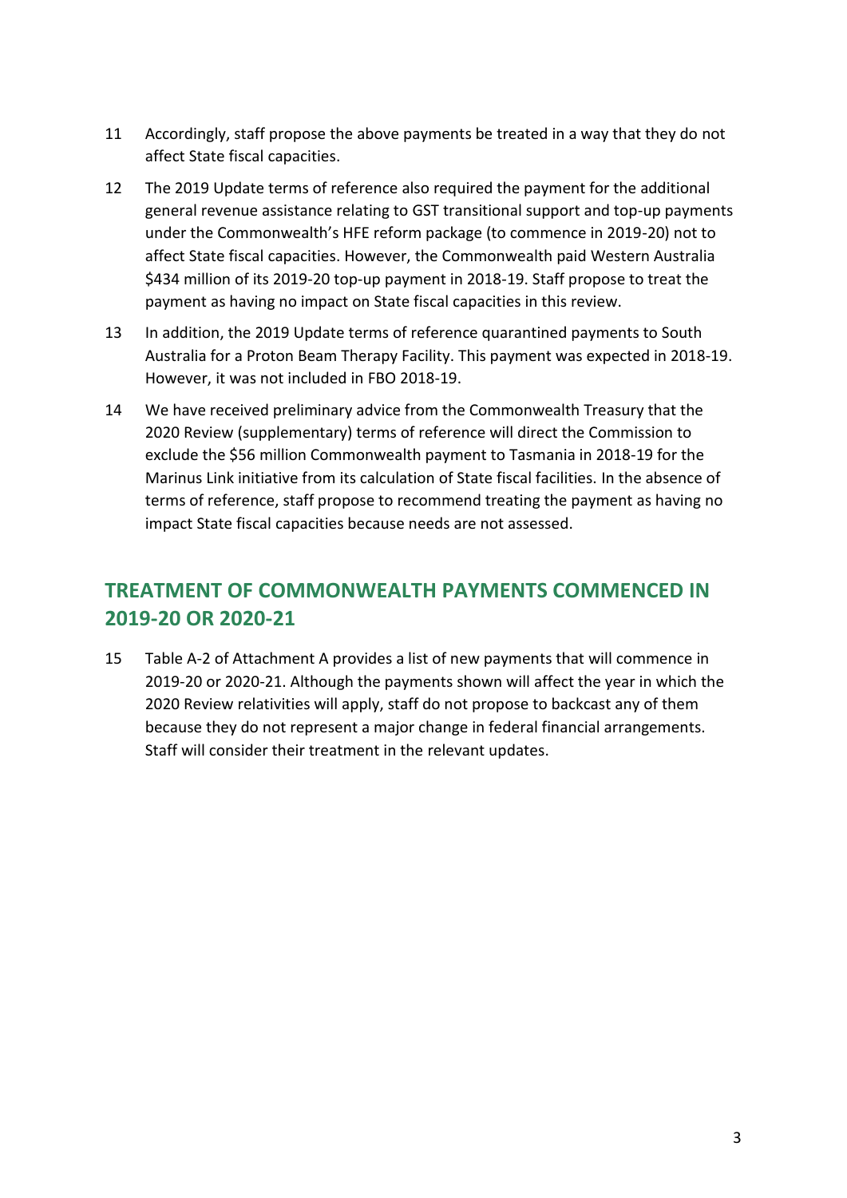11 Accordingly, staff propose the above payments be treated in a way that they do not affect State fiscal capacities.

12 The 2019 Update terms of reference also required the payment for the additional general revenue assistance relating to GST transitional support and top-up payments under the Commonwealth's HFE reform package (to commence in 2019-20) not to affect State fiscal capacities. However, the Commonwealth paid Western Australia $434 million of its 2019-20 top-up payment in 2018-19. Staff propose to treat the payment as having no impact on State fiscal capacities in this review.

13 In addition, the 2019 Update terms of reference quarantined payments to South Australia for a Proton Beam Therapy Facility. This payment was expected in 2018-19. However, it was not included in FBO 2018-19.

14 We have received preliminary advice from the Commonwealth Treasury that the 2020 Review (supplementary) terms of reference will direct the Commission to exclude the $56 million Commonwealth payment to Tasmania in 2018-19 for the Marinus Link initiative from its calculation of State fiscal facilities. In the absence of terms of reference, staff propose to recommend treating the payment as having no impact State fiscal capacities because needs are not assessed.

## TREATMENT OF COMMONWEALTH PAYMENTS COMMENCED IN 2019-20 OR 2020-21

15 Table A-2 of Attachment A provides a list of new payments that will commence in 2019-20 or 2020-21. Although the payments shown will affect the year in which the 2020 Review relativities will apply, staff do not propose to backcast any of them because they do not represent a major change in federal financial arrangements. Staff will consider their treatment in the relevant updates.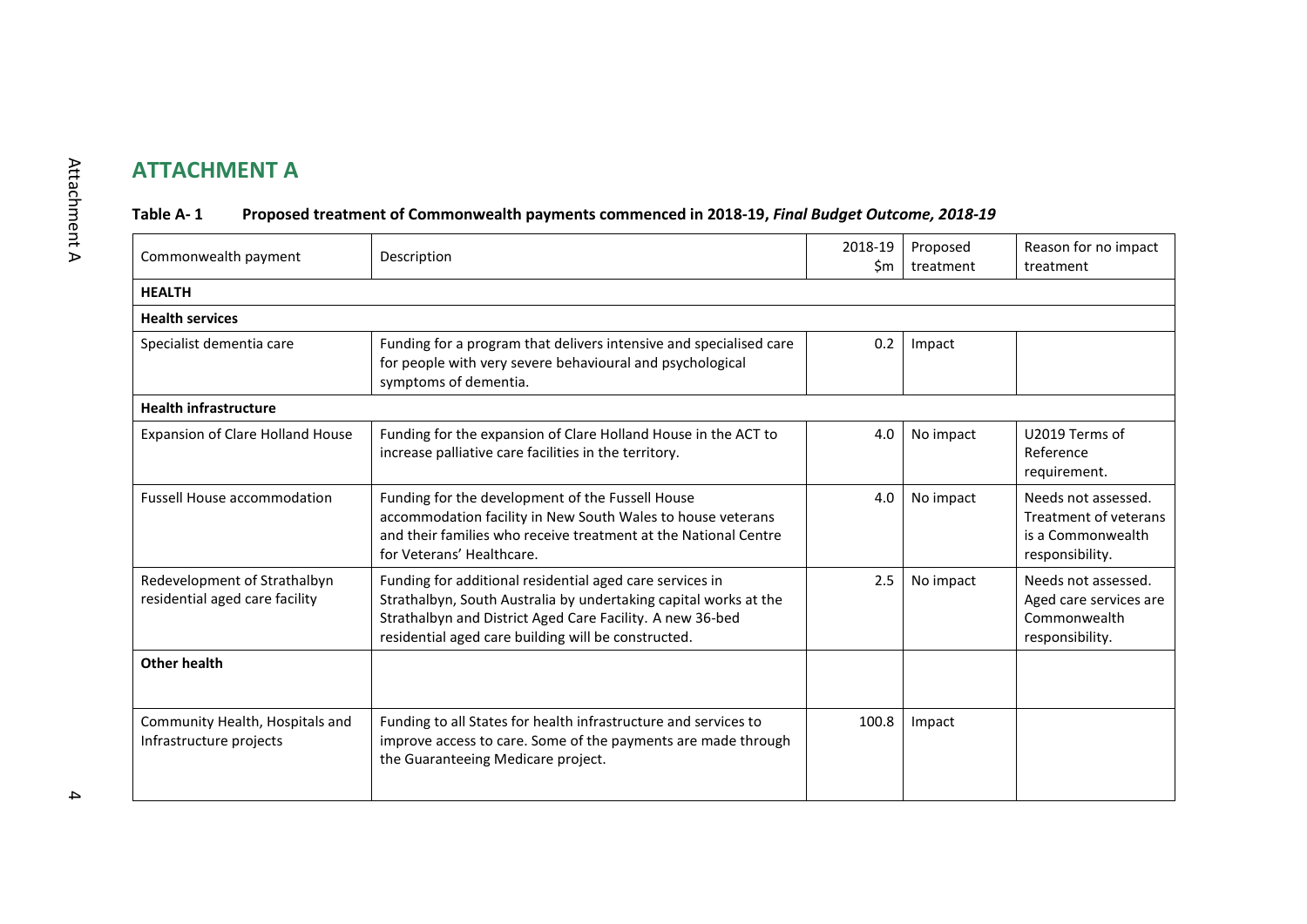## ATTACHMENT A

**Table A- 1 Proposed treatment of Commonwealth payments commenced in 2018-19, *Final Budget Outcome, 2018-19***

| Commonwealth payment | Description | 2018-19 $m | Proposed treatment | Reason for no impact treatment |
|---|---|---|---|---|
| **HEALTH** | | | | |
| **Health services** | | | | |
| Specialist dementia care | Funding for a program that delivers intensive and specialised care for people with very severe behavioural and psychological symptoms of dementia. | 0.2 | Impact | |
| **Health infrastructure** | | | | |
| Expansion of Clare Holland House | Funding for the expansion of Clare Holland House in the ACT to increase palliative care facilities in the territory. | 4.0 | No impact | U2019 Terms of Reference requirement. |
| Fussell House accommodation | Funding for the development of the Fussell House accommodation facility in New South Wales to house veterans and their families who receive treatment at the National Centre for Veterans' Healthcare. | 4.0 | No impact | Needs not assessed. Treatment of veterans is a Commonwealth responsibility. |
| Redevelopment of Strathalbyn residential aged care facility | Funding for additional residential aged care services in Strathalbyn, South Australia by undertaking capital works at the Strathalbyn and District Aged Care Facility. A new 36-bed residential aged care building will be constructed. | 2.5 | No impact | Needs not assessed. Aged care services are Commonwealth responsibility. |
| **Other health** | | | | |
| Community Health, Hospitals and Infrastructure projects | Funding to all States for health infrastructure and services to improve access to care. Some of the payments are made through the Guaranteeing Medicare project. | 100.8 | Impact | |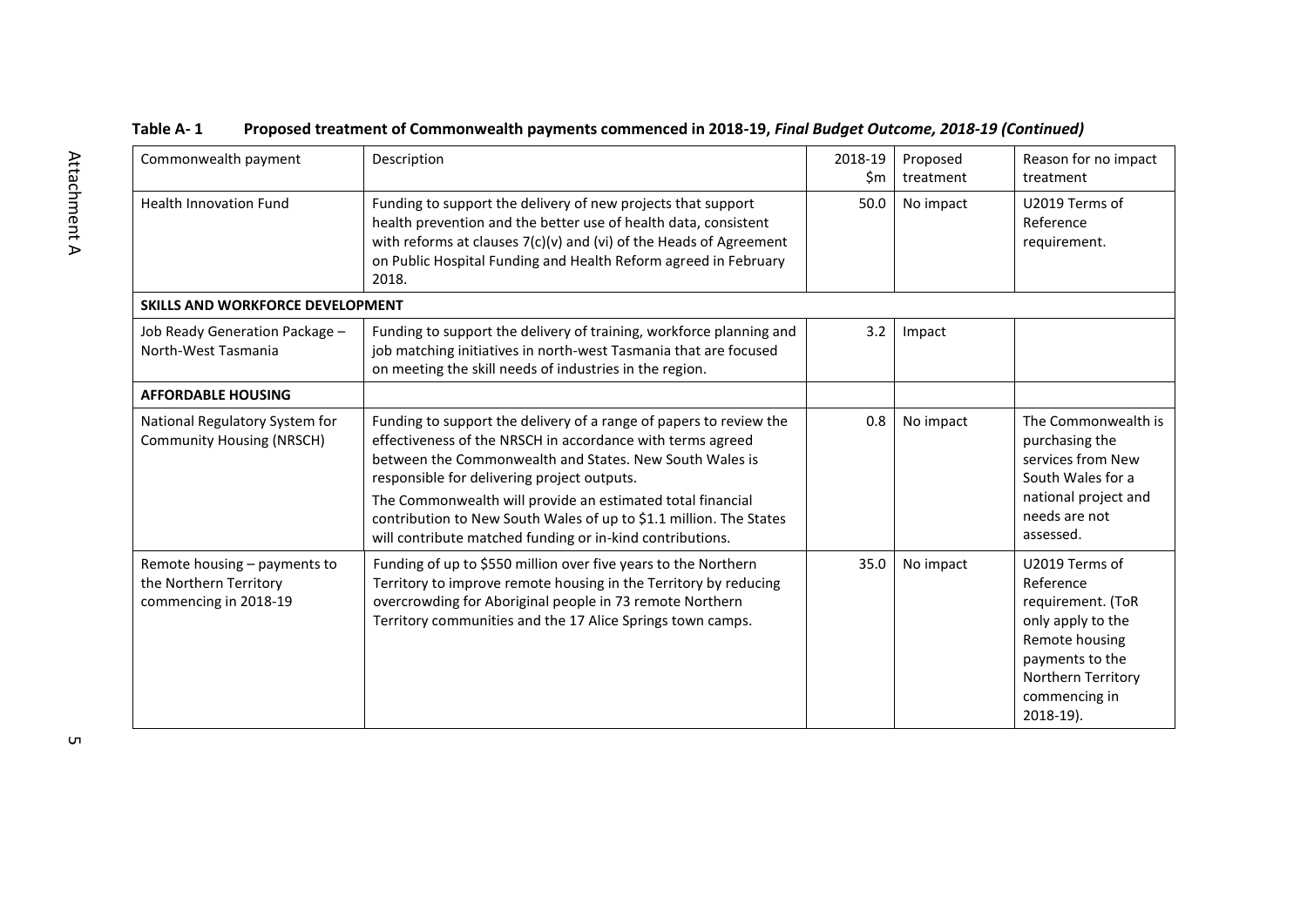**Table A- 1 Proposed treatment of Commonwealth payments commenced in 2018-19, *Final Budget Outcome, 2018-19 (Continued)***

| Commonwealth payment | Description | 2018-19 $m | Proposed treatment | Reason for no impact treatment |
|---|---|---|---|---|
| Health Innovation Fund | Funding to support the delivery of new projects that support health prevention and the better use of health data, consistent with reforms at clauses 7(c)(v) and (vi) of the Heads of Agreement on Public Hospital Funding and Health Reform agreed in February 2018. | 50.0 | No impact | U2019 Terms of Reference requirement. |
| **SKILLS AND WORKFORCE DEVELOPMENT** | | | | |
| Job Ready Generation Package – North-West Tasmania | Funding to support the delivery of training, workforce planning and job matching initiatives in north-west Tasmania that are focused on meeting the skill needs of industries in the region. | 3.2 | Impact | |
| **AFFORDABLE HOUSING** | | | | |
| National Regulatory System for Community Housing (NRSCH) | Funding to support the delivery of a range of papers to review the effectiveness of the NRSCH in accordance with terms agreed between the Commonwealth and States. New South Wales is responsible for delivering project outputs. The Commonwealth will provide an estimated total financial contribution to New South Wales of up to $1.1 million. The States will contribute matched funding or in-kind contributions. | 0.8 | No impact | The Commonwealth is purchasing the services from New South Wales for a national project and needs are not assessed. |
| Remote housing – payments to the Northern Territory commencing in 2018-19 | Funding of up to $550 million over five years to the Northern Territory to improve remote housing in the Territory by reducing overcrowding for Aboriginal people in 73 remote Northern Territory communities and the 17 Alice Springs town camps. | 35.0 | No impact | U2019 Terms of Reference requirement. (ToR only apply to the Remote housing payments to the Northern Territory commencing in 2018-19). |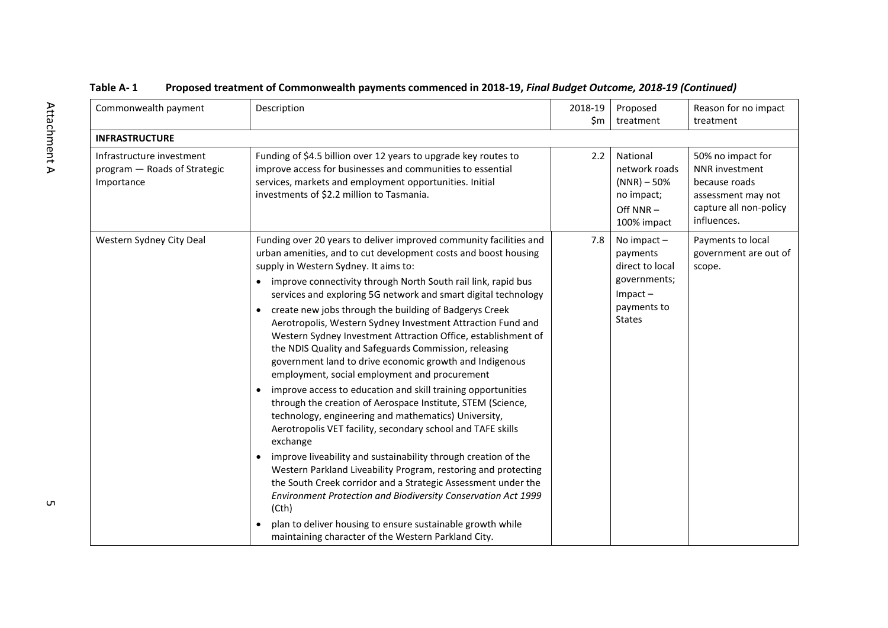**Table A- 1 Proposed treatment of Commonwealth payments commenced in 2018-19, *Final Budget Outcome, 2018-19 (Continued)***

| Commonwealth payment | Description | 2018-19 $m | Proposed treatment | Reason for no impact treatment |
|---|---|---|---|---|
| **INFRASTRUCTURE** | | | | |
| Infrastructure investment program — Roads of Strategic Importance | Funding of $4.5 billion over 12 years to upgrade key routes to improve access for businesses and communities to essential services, markets and employment opportunities. Initial investments of $2.2 million to Tasmania. | 2.2 | National network roads (NNR) – 50% no impact; Off NNR – 100% impact | 50% no impact for NNR investment because roads assessment may not capture all non-policy influences. |
| Western Sydney City Deal | Funding over 20 years to deliver improved community facilities and urban amenities, and to cut development costs and boost housing supply in Western Sydney. It aims to: <br>• improve connectivity through North South rail link, rapid bus services and exploring 5G network and smart digital technology <br>• create new jobs through the building of Badgerys Creek Aerotropolis, Western Sydney Investment Attraction Fund and Western Sydney Investment Attraction Office, establishment of the NDIS Quality and Safeguards Commission, releasing government land to drive economic growth and Indigenous employment, social employment and procurement <br>• improve access to education and skill training opportunities through the creation of Aerospace Institute, STEM (Science, technology, engineering and mathematics) University, Aerotropolis VET facility, secondary school and TAFE skills exchange <br>• improve liveability and sustainability through creation of the Western Parkland Liveability Program, restoring and protecting the South Creek corridor and a Strategic Assessment under the *Environment Protection and Biodiversity Conservation Act 1999* (Cth) <br>• plan to deliver housing to ensure sustainable growth while maintaining character of the Western Parkland City. | 7.8 | No impact – payments direct to local governments; Impact – payments to States | Payments to local government are out of scope. |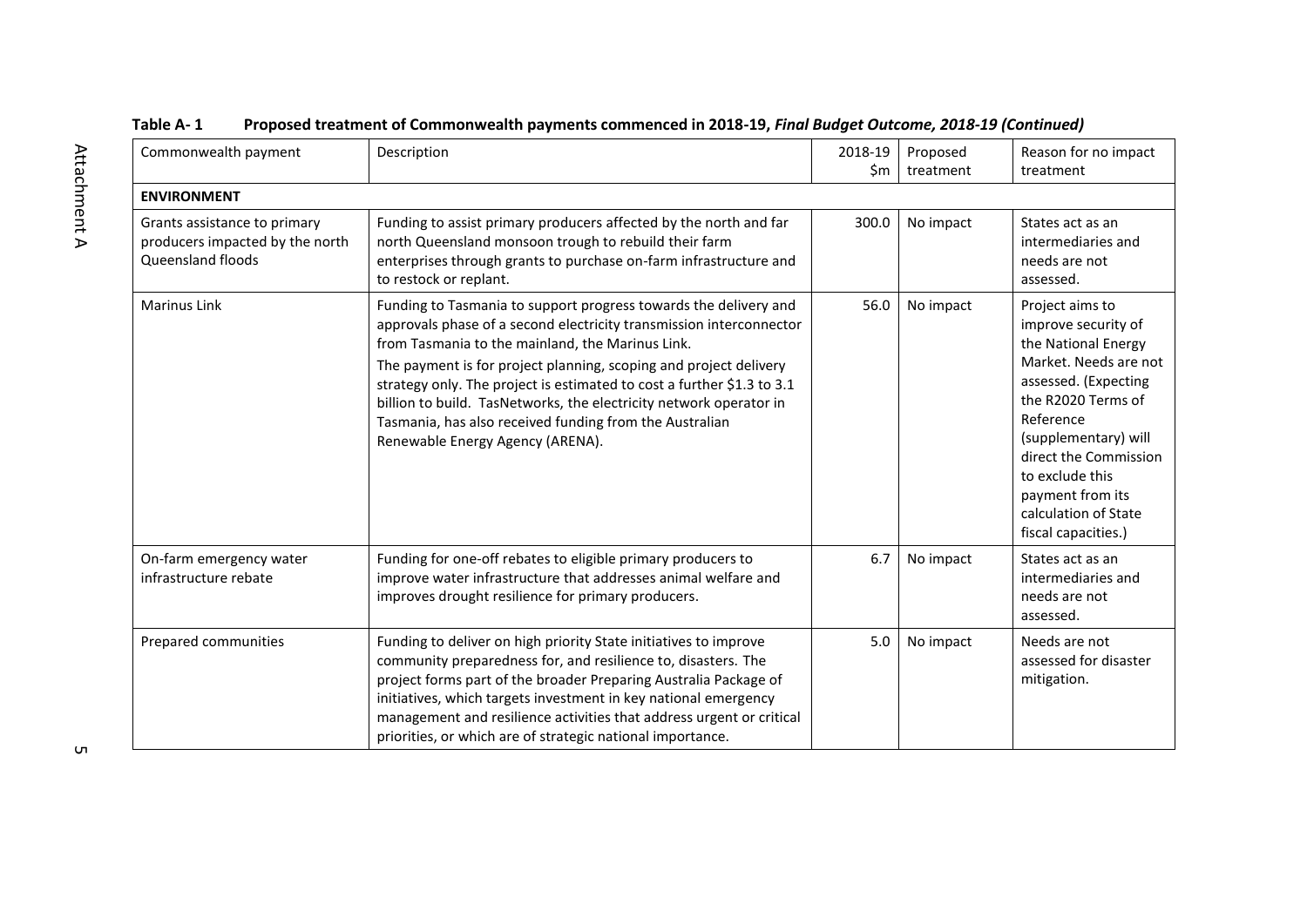**Table A- 1 Proposed treatment of Commonwealth payments commenced in 2018-19, *Final Budget Outcome, 2018-19 (Continued)***

| Commonwealth payment | Description | 2018-19 $m | Proposed treatment | Reason for no impact treatment |
|---|---|---|---|---|
| **ENVIRONMENT** | | | | |
| Grants assistance to primary producers impacted by the north Queensland floods | Funding to assist primary producers affected by the north and far north Queensland monsoon trough to rebuild their farm enterprises through grants to purchase on-farm infrastructure and to restock or replant. | 300.0 | No impact | States act as an intermediaries and needs are not assessed. |
| Marinus Link | Funding to Tasmania to support progress towards the delivery and approvals phase of a second electricity transmission interconnector from Tasmania to the mainland, the Marinus Link. The payment is for project planning, scoping and project delivery strategy only. The project is estimated to cost a further $1.3 to 3.1 billion to build. TasNetworks, the electricity network operator in Tasmania, has also received funding from the Australian Renewable Energy Agency (ARENA). | 56.0 | No impact | Project aims to improve security of the National Energy Market. Needs are not assessed. (Expecting the R2020 Terms of Reference (supplementary) will direct the Commission to exclude this payment from its calculation of State fiscal capacities.) |
| On-farm emergency water infrastructure rebate | Funding for one-off rebates to eligible primary producers to improve water infrastructure that addresses animal welfare and improves drought resilience for primary producers. | 6.7 | No impact | States act as an intermediaries and needs are not assessed. |
| Prepared communities | Funding to deliver on high priority State initiatives to improve community preparedness for, and resilience to, disasters. The project forms part of the broader Preparing Australia Package of initiatives, which targets investment in key national emergency management and resilience activities that address urgent or critical priorities, or which are of strategic national importance. | 5.0 | No impact | Needs are not assessed for disaster mitigation. |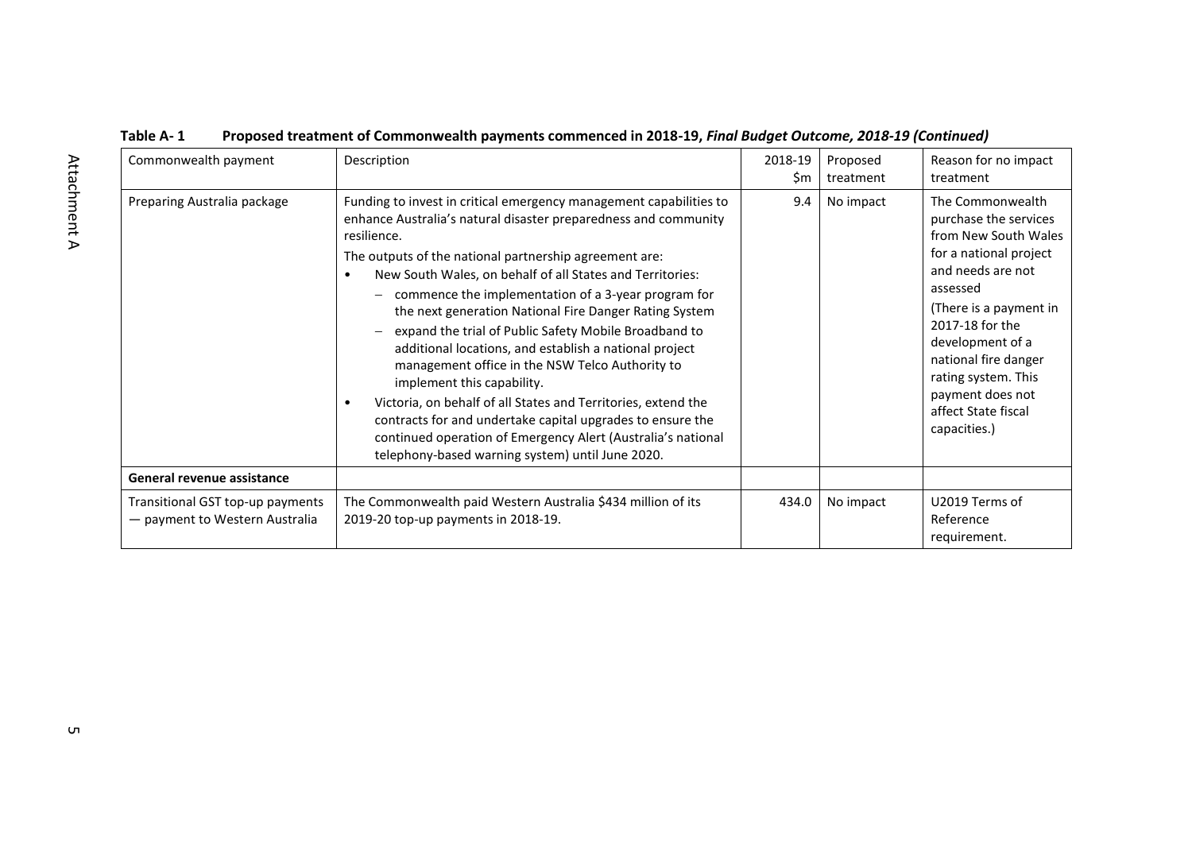**Table A- 1 Proposed treatment of Commonwealth payments commenced in 2018-19, *Final Budget Outcome, 2018-19 (Continued)***

| Commonwealth payment | Description | 2018-19 $m | Proposed treatment | Reason for no impact treatment |
|---|---|---|---|---|
| Preparing Australia package | Funding to invest in critical emergency management capabilities to enhance Australia's natural disaster preparedness and community resilience. The outputs of the national partnership agreement are: • New South Wales, on behalf of all States and Territories: – commence the implementation of a 3-year program for the next generation National Fire Danger Rating System – expand the trial of Public Safety Mobile Broadband to additional locations, and establish a national project management office in the NSW Telco Authority to implement this capability. • Victoria, on behalf of all States and Territories, extend the contracts for and undertake capital upgrades to ensure the continued operation of Emergency Alert (Australia's national telephony-based warning system) until June 2020. | 9.4 | No impact | The Commonwealth purchase the services from New South Wales for a national project and needs are not assessed (There is a payment in 2017-18 for the development of a national fire danger rating system. This payment does not affect State fiscal capacities.) |
| **General revenue assistance** | | | | |
| Transitional GST top-up payments — payment to Western Australia | The Commonwealth paid Western Australia $434 million of its 2019-20 top-up payments in 2018-19. | 434.0 | No impact | U2019 Terms of Reference requirement. |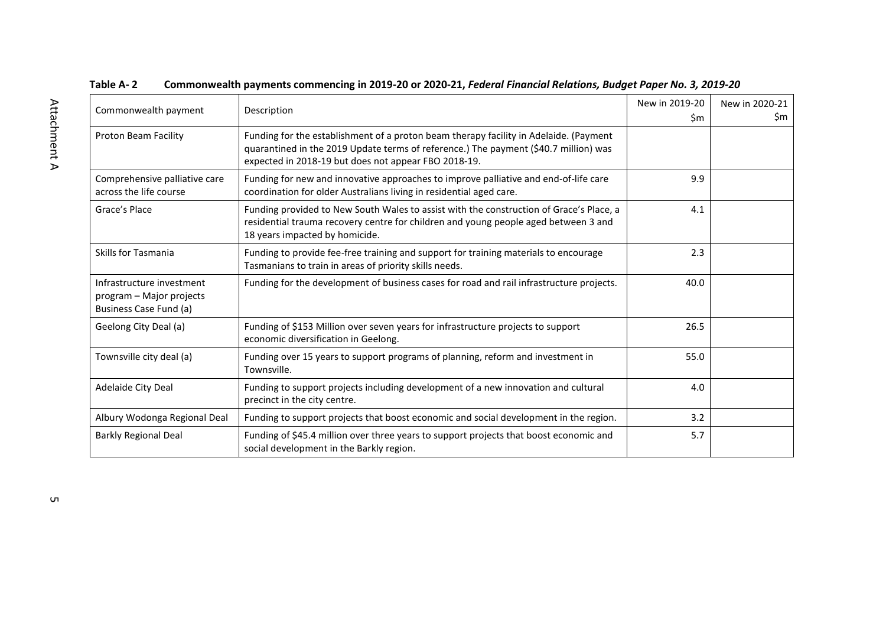**Table A- 2 Commonwealth payments commencing in 2019-20 or 2020-21, *Federal Financial Relations, Budget Paper No. 3, 2019-20***

| Commonwealth payment | Description | New in 2019-20 $m | New in 2020-21 $m |
|---|---|---|---|
| Proton Beam Facility | Funding for the establishment of a proton beam therapy facility in Adelaide. (Payment quarantined in the 2019 Update terms of reference.) The payment ($40.7 million) was expected in 2018-19 but does not appear FBO 2018-19. | | |
| Comprehensive palliative care across the life course | Funding for new and innovative approaches to improve palliative and end-of-life care coordination for older Australians living in residential aged care. | 9.9 | |
| Grace's Place | Funding provided to New South Wales to assist with the construction of Grace's Place, a residential trauma recovery centre for children and young people aged between 3 and 18 years impacted by homicide. | 4.1 | |
| Skills for Tasmania | Funding to provide fee-free training and support for training materials to encourage Tasmanians to train in areas of priority skills needs. | 2.3 | |
| Infrastructure investment program – Major projects Business Case Fund (a) | Funding for the development of business cases for road and rail infrastructure projects. | 40.0 | |
| Geelong City Deal (a) | Funding of $153 Million over seven years for infrastructure projects to support economic diversification in Geelong. | 26.5 | |
| Townsville city deal (a) | Funding over 15 years to support programs of planning, reform and investment in Townsville. | 55.0 | |
| Adelaide City Deal | Funding to support projects including development of a new innovation and cultural precinct in the city centre. | 4.0 | |
| Albury Wodonga Regional Deal | Funding to support projects that boost economic and social development in the region. | 3.2 | |
| Barkly Regional Deal | Funding of $45.4 million over three years to support projects that boost economic and social development in the Barkly region. | 5.7 | |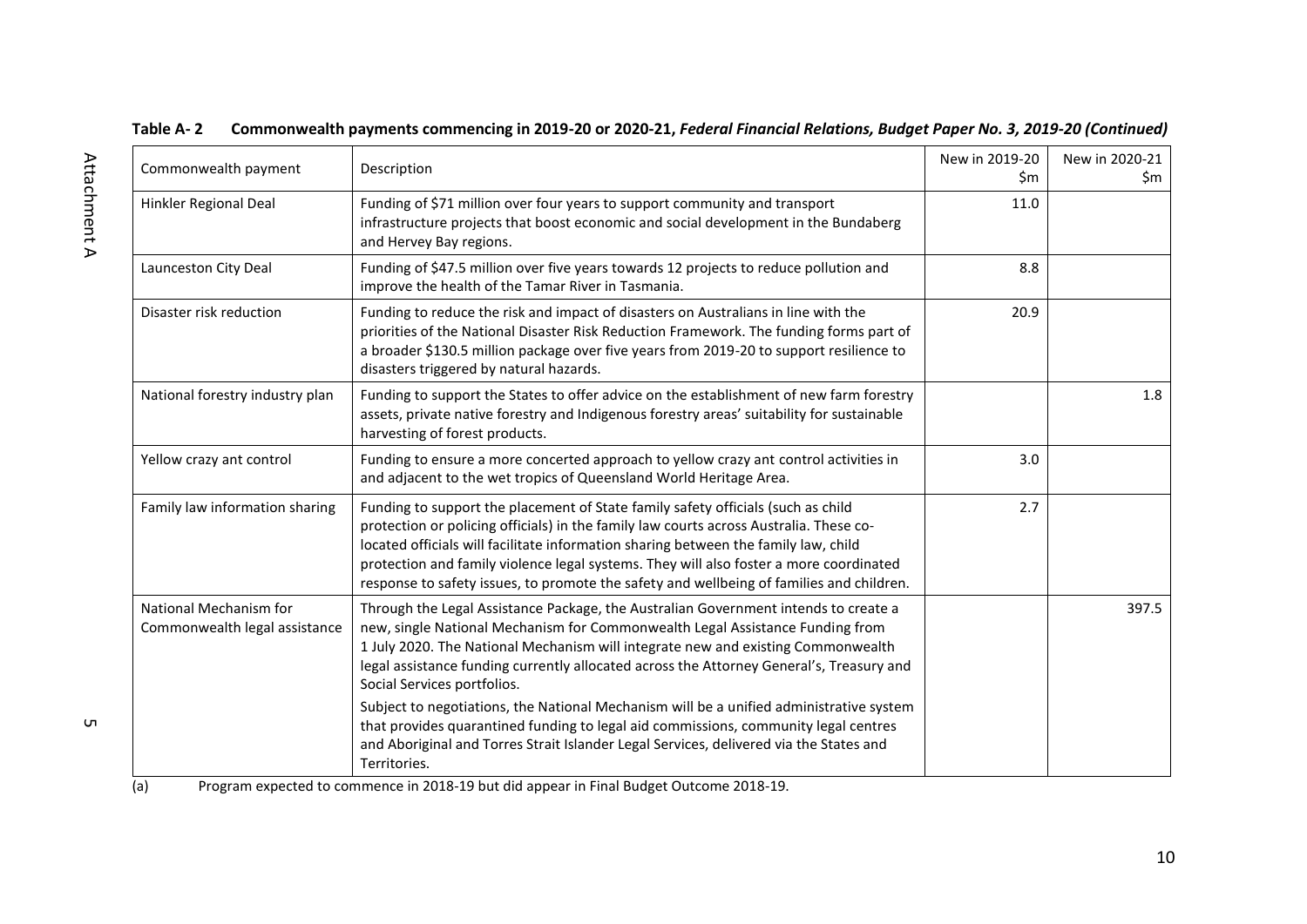**Table A- 2 Commonwealth payments commencing in 2019-20 or 2020-21, *Federal Financial Relations, Budget Paper No. 3, 2019-20 (Continued)***

| Commonwealth payment | Description | New in 2019-20 $m | New in 2020-21 $m |
|---|---|---|---|
| Hinkler Regional Deal | Funding of $71 million over four years to support community and transport infrastructure projects that boost economic and social development in the Bundaberg and Hervey Bay regions. | 11.0 | |
| Launceston City Deal | Funding of $47.5 million over five years towards 12 projects to reduce pollution and improve the health of the Tamar River in Tasmania. | 8.8 | |
| Disaster risk reduction | Funding to reduce the risk and impact of disasters on Australians in line with the priorities of the National Disaster Risk Reduction Framework. The funding forms part of a broader $130.5 million package over five years from 2019-20 to support resilience to disasters triggered by natural hazards. | 20.9 | |
| National forestry industry plan | Funding to support the States to offer advice on the establishment of new farm forestry assets, private native forestry and Indigenous forestry areas' suitability for sustainable harvesting of forest products. | | 1.8 |
| Yellow crazy ant control | Funding to ensure a more concerted approach to yellow crazy ant control activities in and adjacent to the wet tropics of Queensland World Heritage Area. | 3.0 | |
| Family law information sharing | Funding to support the placement of State family safety officials (such as child protection or policing officials) in the family law courts across Australia. These co-located officials will facilitate information sharing between the family law, child protection and family violence legal systems. They will also foster a more coordinated response to safety issues, to promote the safety and wellbeing of families and children. | 2.7 | |
| National Mechanism for Commonwealth legal assistance | Through the Legal Assistance Package, the Australian Government intends to create a new, single National Mechanism for Commonwealth Legal Assistance Funding from 1 July 2020. The National Mechanism will integrate new and existing Commonwealth legal assistance funding currently allocated across the Attorney General's, Treasury and Social Services portfolios. Subject to negotiations, the National Mechanism will be a unified administrative system that provides quarantined funding to legal aid commissions, community legal centres and Aboriginal and Torres Strait Islander Legal Services, delivered via the States and Territories. | | 397.5 |

(a) Program expected to commence in 2018-19 but did appear in Final Budget Outcome 2018-19.